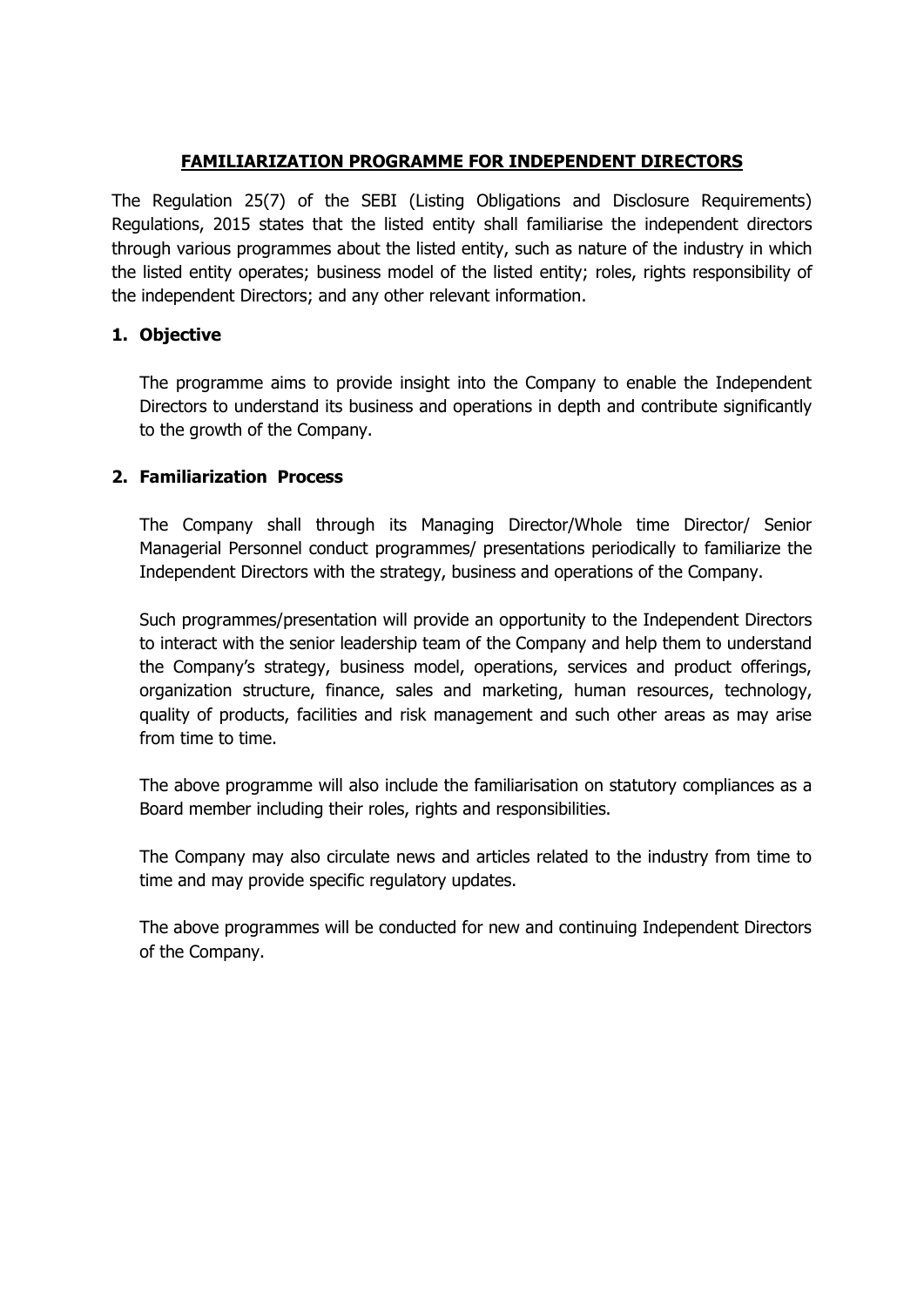# FAMILIARIZATION PROGRAMME FOR INDEPENDENT DIRECTORS

The Regulation 25(7) of the SEBI (Listing Obligations and Disclosure Requirements) Regulations, 2015 states that the listed entity shall familiarise the independent directors through various programmes about the listed entity, such as nature of the industry in which the listed entity operates; business model of the listed entity; roles, rights responsibility of the independent Directors; and any other relevant information.

## 1. Objective

The programme aims to provide insight into the Company to enable the Independent Directors to understand its business and operations in depth and contribute significantly to the growth of the Company.

## 2. Familiarization Process

The Company shall through its Managing Director/Whole time Director/ Senior Managerial Personnel conduct programmes/ presentations periodically to familiarize the Independent Directors with the strategy, business and operations of the Company.

Such programmes/presentation will provide an opportunity to the Independent Directors to interact with the senior leadership team of the Company and help them to understand the Company's strategy, business model, operations, services and product offerings, organization structure, finance, sales and marketing, human resources, technology, quality of products, facilities and risk management and such other areas as may arise from time to time.

The above programme will also include the familiarisation on statutory compliances as a Board member including their roles, rights and responsibilities.

The Company may also circulate news and articles related to the industry from time to time and may provide specific regulatory updates.

The above programmes will be conducted for new and continuing Independent Directors of the Company.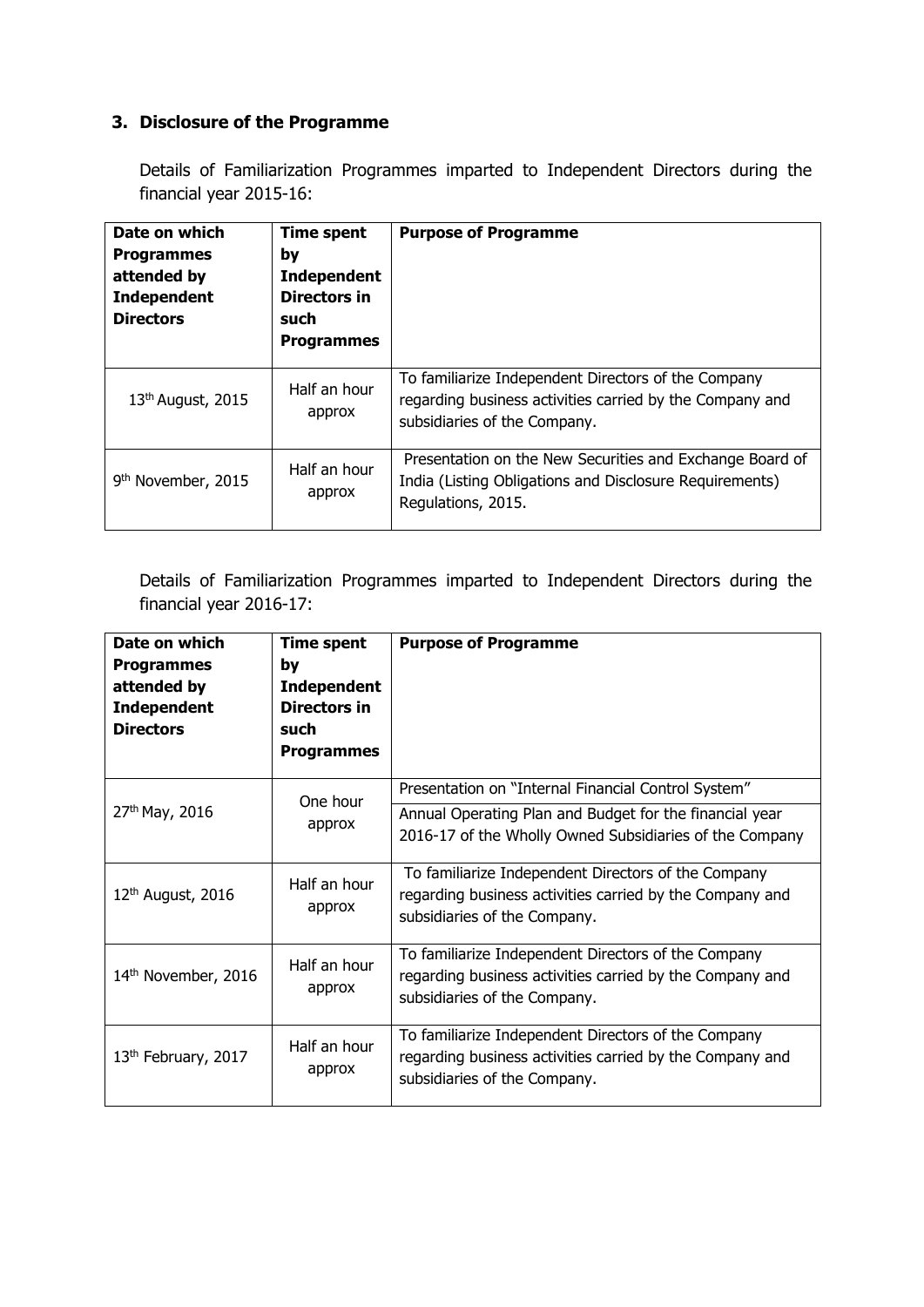### 3. Disclosure of the Programme

Details of Familiarization Programmes imparted to Independent Directors during the financial year 2015-16:

| Date on which Programmes attended by Independent Directors | Time spent by Independent Directors in such Programmes | Purpose of Programme |
|---|---|---|
| 13th August, 2015 | Half an hour approx | To familiarize Independent Directors of the Company regarding business activities carried by the Company and subsidiaries of the Company. |
| 9th November, 2015 | Half an hour approx | Presentation on the New Securities and Exchange Board of India (Listing Obligations and Disclosure Requirements) Regulations, 2015. |

Details of Familiarization Programmes imparted to Independent Directors during the financial year 2016-17:

| Date on which Programmes attended by Independent Directors | Time spent by Independent Directors in such Programmes | Purpose of Programme |
|---|---|---|
| 27th May, 2016 | One hour approx | Presentation on "Internal Financial Control System" |
| | | Annual Operating Plan and Budget for the financial year 2016-17 of the Wholly Owned Subsidiaries of the Company |
| 12th August, 2016 | Half an hour approx | To familiarize Independent Directors of the Company regarding business activities carried by the Company and subsidiaries of the Company. |
| 14th November, 2016 | Half an hour approx | To familiarize Independent Directors of the Company regarding business activities carried by the Company and subsidiaries of the Company. |
| 13th February, 2017 | Half an hour approx | To familiarize Independent Directors of the Company regarding business activities carried by the Company and subsidiaries of the Company. |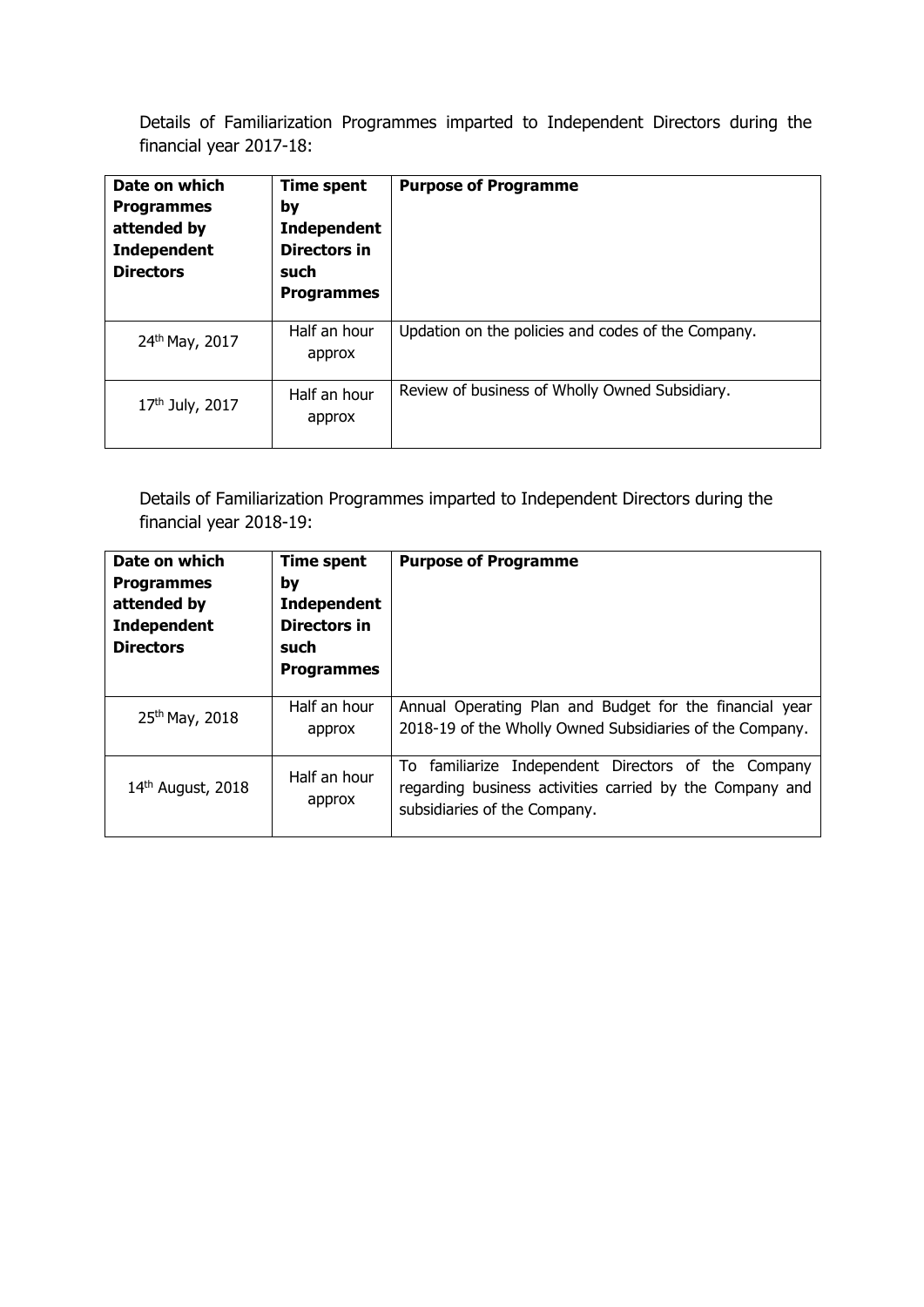Details of Familiarization Programmes imparted to Independent Directors during the financial year 2017-18:

| Date on which Programmes attended by Independent Directors | Time spent by Independent Directors in such Programmes | Purpose of Programme |
|---|---|---|
| 24th May, 2017 | Half an hour approx | Updation on the policies and codes of the Company. |
| 17th July, 2017 | Half an hour approx | Review of business of Wholly Owned Subsidiary. |

Details of Familiarization Programmes imparted to Independent Directors during the financial year 2018-19:

| Date on which Programmes attended by Independent Directors | Time spent by Independent Directors in such Programmes | Purpose of Programme |
|---|---|---|
| 25th May, 2018 | Half an hour approx | Annual Operating Plan and Budget for the financial year 2018-19 of the Wholly Owned Subsidiaries of the Company. |
| 14th August, 2018 | Half an hour approx | To familiarize Independent Directors of the Company regarding business activities carried by the Company and subsidiaries of the Company. |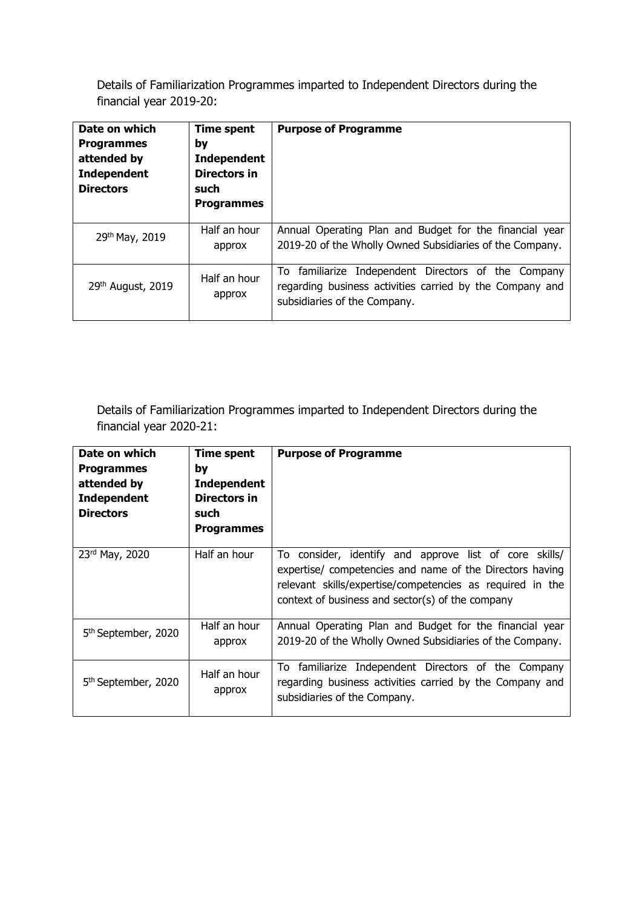Details of Familiarization Programmes imparted to Independent Directors during the financial year 2019-20:

| Date on which Programmes attended by Independent Directors | Time spent by Independent Directors in such Programmes | Purpose of Programme |
|---|---|---|
| 29th May, 2019 | Half an hour approx | Annual Operating Plan and Budget for the financial year 2019-20 of the Wholly Owned Subsidiaries of the Company. |
| 29th August, 2019 | Half an hour approx | To familiarize Independent Directors of the Company regarding business activities carried by the Company and subsidiaries of the Company. |

Details of Familiarization Programmes imparted to Independent Directors during the financial year 2020-21:

| Date on which Programmes attended by Independent Directors | Time spent by Independent Directors in such Programmes | Purpose of Programme |
|---|---|---|
| 23rd May, 2020 | Half an hour | To consider, identify and approve list of core skills/ expertise/ competencies and name of the Directors having relevant skills/expertise/competencies as required in the context of business and sector(s) of the company |
| 5th September, 2020 | Half an hour approx | Annual Operating Plan and Budget for the financial year 2019-20 of the Wholly Owned Subsidiaries of the Company. |
| 5th September, 2020 | Half an hour approx | To familiarize Independent Directors of the Company regarding business activities carried by the Company and subsidiaries of the Company. |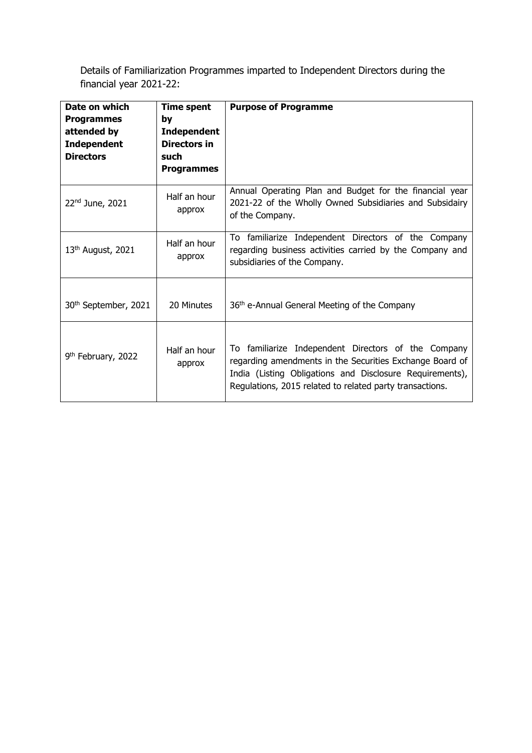Details of Familiarization Programmes imparted to Independent Directors during the financial year 2021-22:

| Date on which Programmes attended by Independent Directors | Time spent by Independent Directors in such Programmes | Purpose of Programme |
|---|---|---|
| 22nd June, 2021 | Half an hour approx | Annual Operating Plan and Budget for the financial year 2021-22 of the Wholly Owned Subsidiaries and Subsidairy of the Company. |
| 13th August, 2021 | Half an hour approx | To familiarize Independent Directors of the Company regarding business activities carried by the Company and subsidiaries of the Company. |
| 30th September, 2021 | 20 Minutes | 36th e-Annual General Meeting of the Company |
| 9th February, 2022 | Half an hour approx | To familiarize Independent Directors of the Company regarding amendments in the Securities Exchange Board of India (Listing Obligations and Disclosure Requirements), Regulations, 2015 related to related party transactions. |